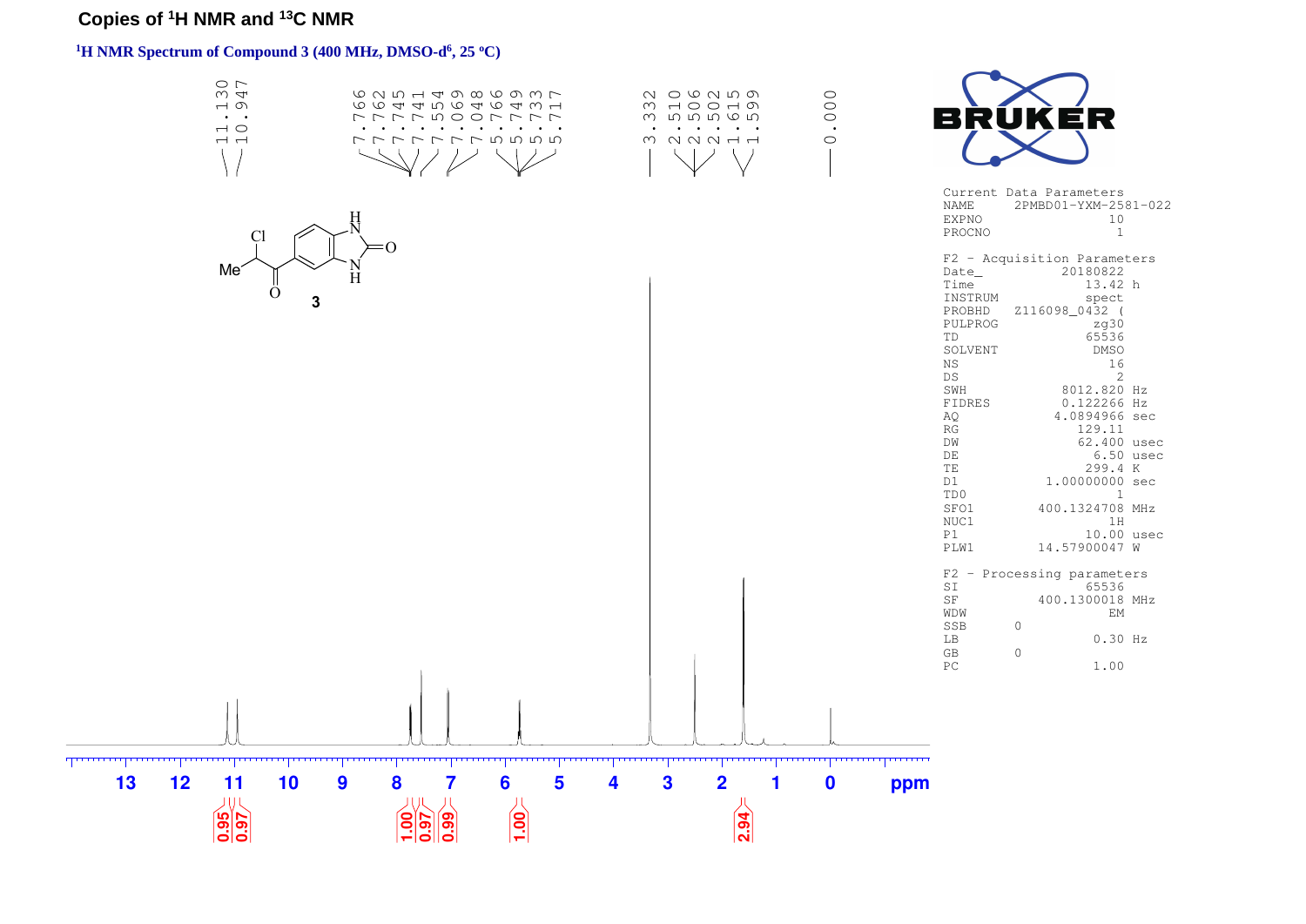# Copies of $^{1}$H NMR and $^{13}$C NMR

**$^{1}$H NMR Spectrum of Compound 3 (400 MHz, DMSO-d$^{6}$, 25 ºC)**

11.130, 10.947, 7.766, 7.762, 7.745, 7.741, 7.554, 7.069, 7.048, 5.766, 5.749, 5.733, 5.717, 3.332, 2.510, 2.506, 2.502, 1.615, 1.599, 0.000

**3**

Current Data Parameters

```
NAME      2PMBD01-YXM-2581-022
EXPNO               10
PROCNO               1

F2 - Acquisition Parameters
Date_          20180822
Time              13.42 h
INSTRUM           spect
PROBHD    Z116098_0432 (
PULPROG            zg30
TD                65536
SOLVENT            DMSO
NS                   16
DS                    2
SWH            8012.820 Hz
FIDRES         0.122266 Hz
AQ            4.0894966 sec
RG               129.11
DW               62.400 usec
DE                 6.50 usec
TE                299.4 K
D1           1.00000000 sec
TD0                   1
SFO1        400.1324708 MHz
NUC1                 1H
P1                10.00 usec
PLW1        14.57900047 W

F2 - Processing parameters
SI                65536
SF          400.1300018 MHz
WDW                  EM
SSB       0
LB                 0.30 Hz
GB        0
PC                 1.00
```

Integrals: 0.95, 0.97, 1.00, 0.97, 0.99, 1.00, 2.94

ppm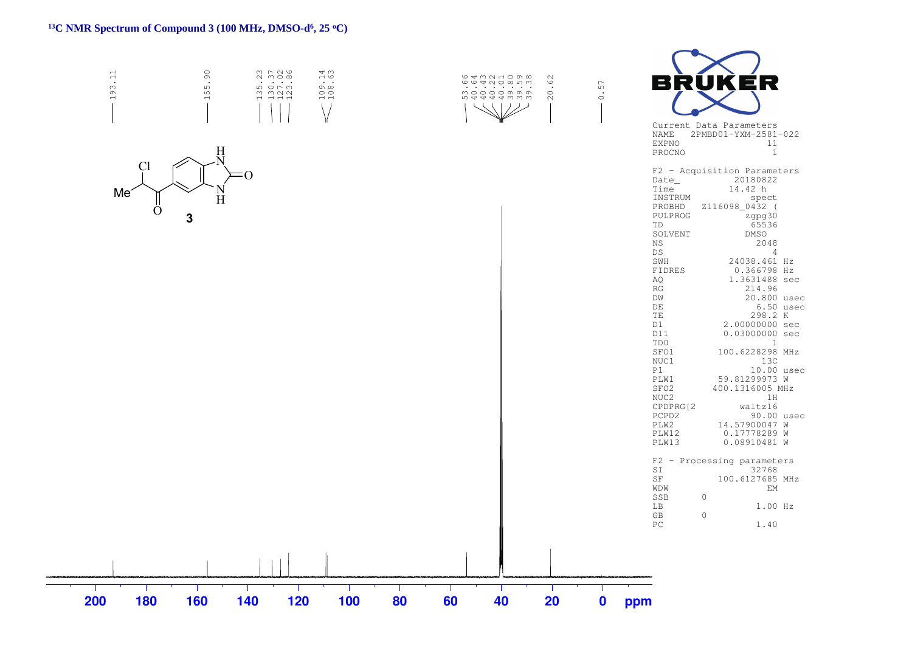**$^{13}$C NMR Spectrum of Compound 3 (100 MHz, DMSO-d$^6$, 25 °C)**

193.11
155.90
135.23
130.37
127.02
123.86
109.14
108.63
53.66
40.64
40.43
40.22
40.01
39.80
39.59
39.38
20.62
0.57

**3**

Current Data Parameters
NAME 2PMBD01-YXM-2581-022
EXPNO 11
PROCNO 1

F2 - Acquisition Parameters
Date_ 20180822
Time 14.42 h
INSTRUM spect
PROBHD Z116098_0432 (
PULPROG zgpg30
TD 65536
SOLVENT DMSO
NS 2048
DS 4
SWH 24038.461 Hz
FIDRES 0.366798 Hz
AQ 1.3631488 sec
RG 214.96
DW 20.800 usec
DE 6.50 usec
TE 298.2 K
D1 2.00000000 sec
D11 0.03000000 sec
TD0 1
SFO1 100.6228298 MHz
NUC1 13C
P1 10.00 usec
PLW1 59.81299973 W
SFO2 400.1316005 MHz
NUC2 1H
CPDPRG[2 waltz16
PCPD2 90.00 usec
PLW2 14.57900047 W
PLW12 0.17778289 W
PLW13 0.08910481 W

F2 - Processing parameters
SI 32768
SF 100.6127685 MHz
WDW EM
SSB 0
LB 1.00 Hz
GB 0
PC 1.40

200 180 160 140 120 100 80 60 40 20 0 ppm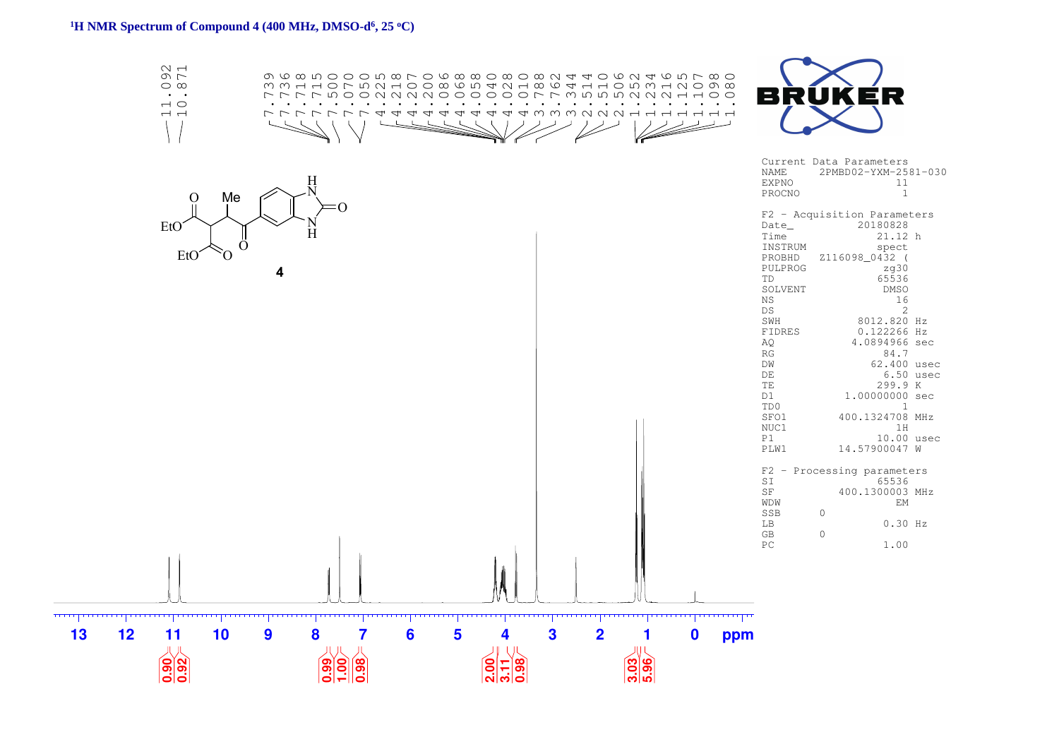**$^1$H NMR Spectrum of Compound 4 (400 MHz, DMSO-d$^6$, 25 °C)**

11.092
10.871

7.739
7.736
7.718
7.715
7.500
7.070
7.050
4.225
4.218
4.207
4.200
4.086
4.068
4.058
4.040
4.028
4.010
3.788
3.762
3.344
2.514
2.510
2.506
1.252
1.234
1.216
1.125
1.107
1.098
1.080

4

```
Current Data Parameters
NAME      2PMBD02-YXM-2581-030
EXPNO                 11
PROCNO                 1

F2 - Acquisition Parameters
Date_           20180828
Time               21.12 h
INSTRUM            spect
PROBHD   Z116098_0432 (
PULPROG             zg30
TD                 65536
SOLVENT             DMSO
NS                    16
DS                     2
SWH             8012.820 Hz
FIDRES          0.122266 Hz
AQ             4.0894966 sec
RG                  84.7
DW                62.400 usec
DE                  6.50 usec
TE                 299.9 K
D1            1.00000000 sec
TD0                    1
SFO1         400.1324708 MHz
NUC1                  1H
P1                 10.00 usec
PLW1         14.57900047 W

F2 - Processing parameters
SI                 65536
SF           400.1300003 MHz
WDW                   EM
SSB      0
LB                  0.30 Hz
GB       0
PC                  1.00
```

ppm: 13 12 11 10 9 8 7 6 5 4 3 2 1 0

Integrals: 0.90, 0.92, 0.99, 1.00, 0.98, 2.00, 3.11, 0.98, 3.03, 5.96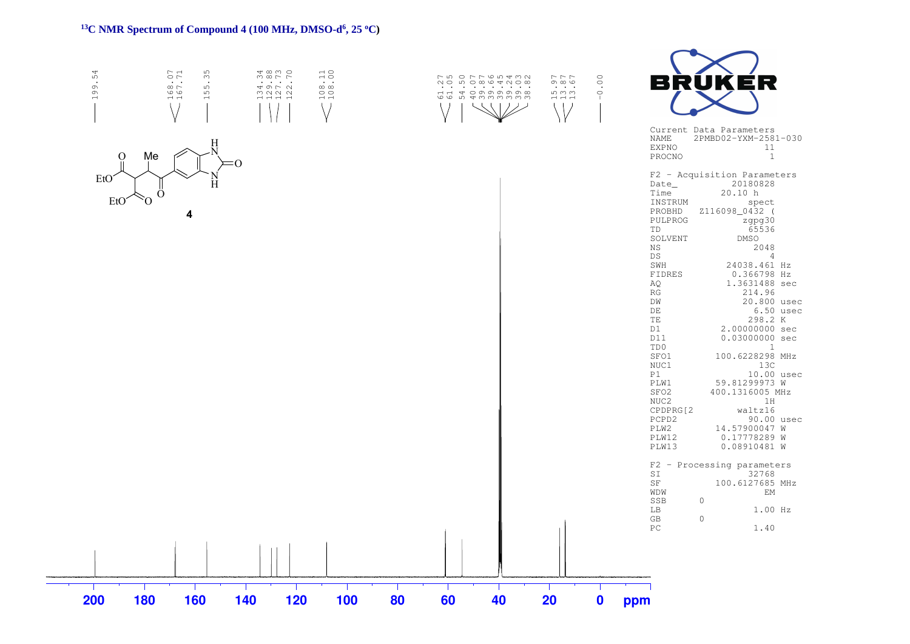## $^{13}C$ NMR Spectrum of Compound 4 (100 MHz, DMSO-$d^6$, 25 °C)

199.54
168.07
167.71
155.35
134.34
129.88
127.73
122.70
108.11
108.00
61.27
61.05
54.50
40.07
39.87
39.66
39.45
39.24
39.03
38.82
15.97
13.87
13.67
-0.00

**4**

Current Data Parameters
NAME 2PMBD02-YXM-2581-030
EXPNO 11
PROCNO 1

F2 - Acquisition Parameters
Date_ 20180828
Time 20.10 h
INSTRUM spect
PROBHD Z116098_0432 (
PULPROG zgpg30
TD 65536
SOLVENT DMSO
NS 2048
DS 4
SWH 24038.461 Hz
FIDRES 0.366798 Hz
AQ 1.3631488 sec
RG 214.96
DW 20.800 usec
DE 6.50 usec
TE 298.2 K
D1 2.00000000 sec
D11 0.03000000 sec
TD0 1
SFO1 100.6228298 MHz
NUC1 13C
P1 10.00 usec
PLW1 59.81299973 W
SFO2 400.1316005 MHz
NUC2 1H
CPDPRG[2 waltz16
PCPD2 90.00 usec
PLW2 14.57900047 W
PLW12 0.17778289 W
PLW13 0.08910481 W

F2 - Processing parameters
SI 32768
SF 100.6127685 MHz
WDW EM
SSB 0
LB 1.00 Hz
GB 0
PC 1.40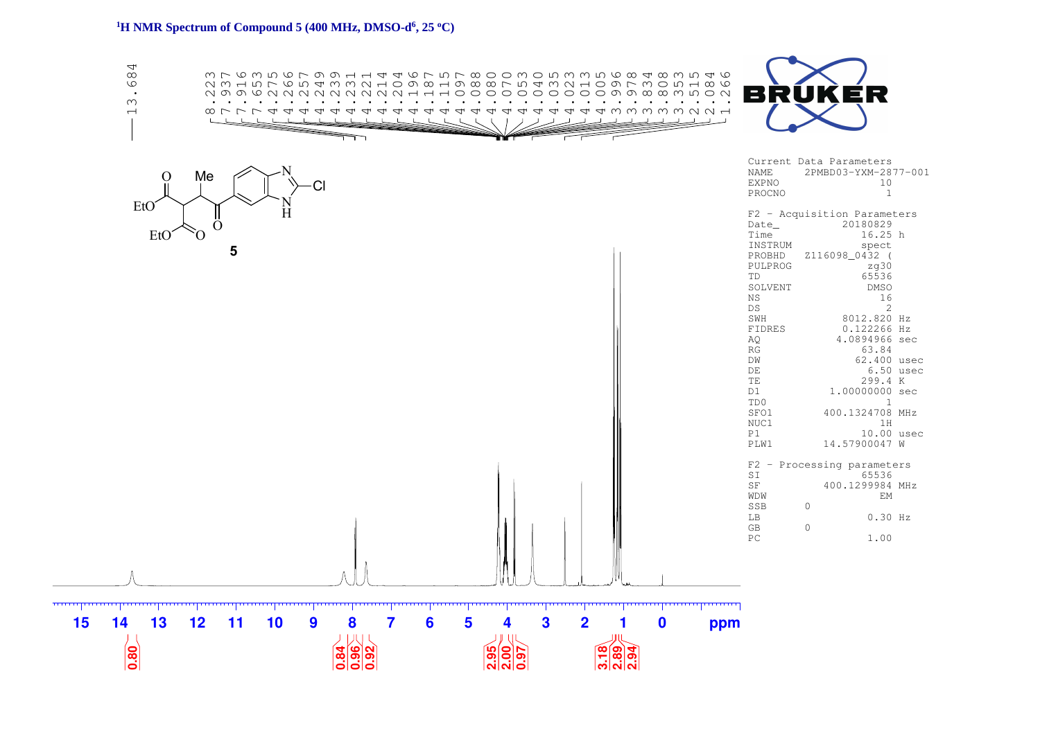# $^{1}H$ NMR Spectrum of Compound 5 (400 MHz, DMSO-$d^{6}$, 25 ºC)

13.684

8.223, 7.937, 7.916, 7.653, 4.275, 4.266, 4.257, 4.249, 4.239, 4.231, 4.221, 4.214, 4.204, 4.196, 4.187, 4.115, 4.097, 4.088, 4.080, 4.070, 4.053, 4.040, 4.035, 4.023, 4.013, 4.005, 3.996, 3.978, 3.834, 3.808, 3.353, 2.515, 2.084, 1.266

**5**

Current Data Parameters

| | |
|---|---|
| NAME | 2PMBD03-YXM-2877-001 |
| EXPNO | 10 |
| PROCNO | 1 |

F2 - Acquisition Parameters

| | |
|---|---|
| Date_ | 20180829 |
| Time | 16.25 h |
| INSTRUM | spect |
| PROBHD | Z116098_0432 ( |
| PULPROG | zg30 |
| TD | 65536 |
| SOLVENT | DMSO |
| NS | 16 |
| DS | 2 |
| SWH | 8012.820 Hz |
| FIDRES | 0.122266 Hz |
| AQ | 4.0894966 sec |
| RG | 63.84 |
| DW | 62.400 usec |
| DE | 6.50 usec |
| TE | 299.4 K |
| D1 | 1.00000000 sec |
| TD0 | 1 |
| SFO1 | 400.1324708 MHz |
| NUC1 | 1H |
| P1 | 10.00 usec |
| PLW1 | 14.57900047 W |

F2 - Processing parameters

| | |
|---|---|
| SI | 65536 |
| SF | 400.1299984 MHz |
| WDW | EM |
| SSB | 0 |
| LB | 0.30 Hz |
| GB | 0 |
| PC | 1.00 |

Integrals: 0.80, 0.84, 0.96, 0.92, 2.95, 2.00, 0.97, 3.18, 2.89, 2.94

ppm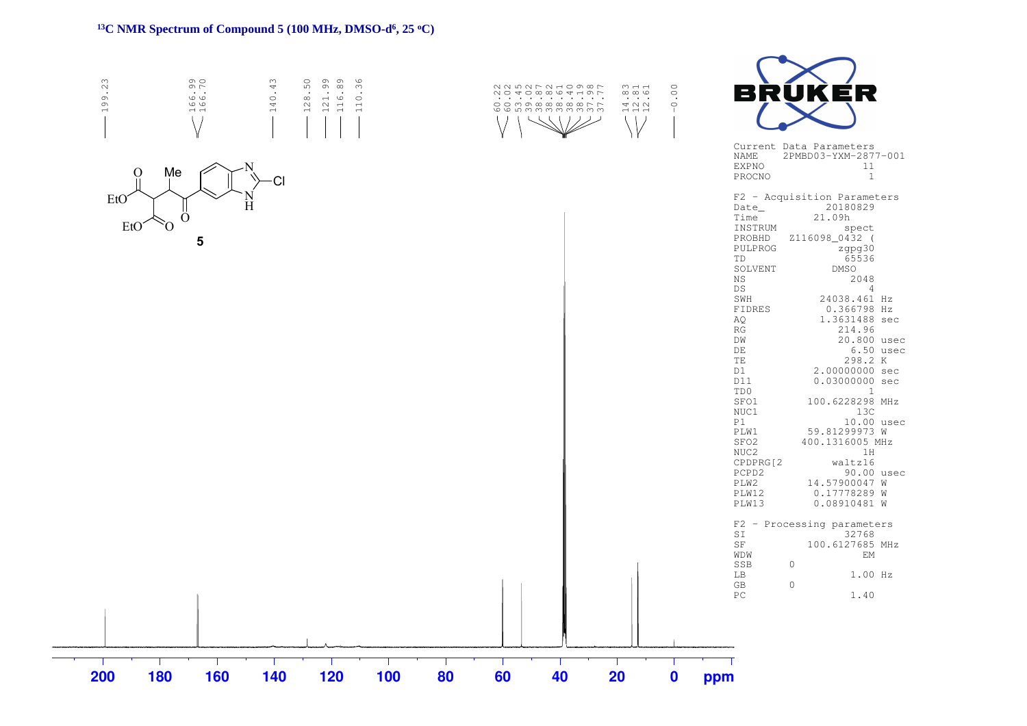**$^{13}$C NMR Spectrum of Compound 5 (100 MHz, DMSO-$d^6$, 25 °C)**

199.23

166.99
166.70

140.43

128.50
121.99
116.89
110.36

60.22
60.02
53.45
39.02
38.87
38.82
38.61
38.40
38.19
37.98
37.77

14.83
12.81
12.61

-0.00

```
Current Data Parameters
NAME     2PMBD03-YXM-2877-001
EXPNO                  11
PROCNO                  1

F2 - Acquisition Parameters
Date_           20180829
Time              21.09h
INSTRUM            spect
PROBHD    Z116098_0432 (
PULPROG           zgpg30
TD                 65536
SOLVENT             DMSO
NS                  2048
DS                     4
SWH            24038.461 Hz
FIDRES          0.366798 Hz
AQ             1.3631488 sec
RG                214.96
DW                20.800 usec
DE                  6.50 usec
TE                 298.2 K
D1            2.00000000 sec
D11           0.03000000 sec
TD0                    1
SFO1         100.6228298 MHz
NUC1                 13C
P1                 10.00 usec
PLW1         59.81299973 W
SFO2         400.1316005 MHz
NUC2                  1H
CPDPRG[2         waltz16
PCPD2              90.00 usec
PLW2         14.57900047 W
PLW12         0.17778289 W
PLW13         0.08910481 W

F2 - Processing parameters
SI                 32768
SF           100.6127685 MHz
WDW                   EM
SSB       0
LB                  1.00 Hz
GB        0
PC                  1.40
```

200 180 160 140 120 100 80 60 40 20 0 ppm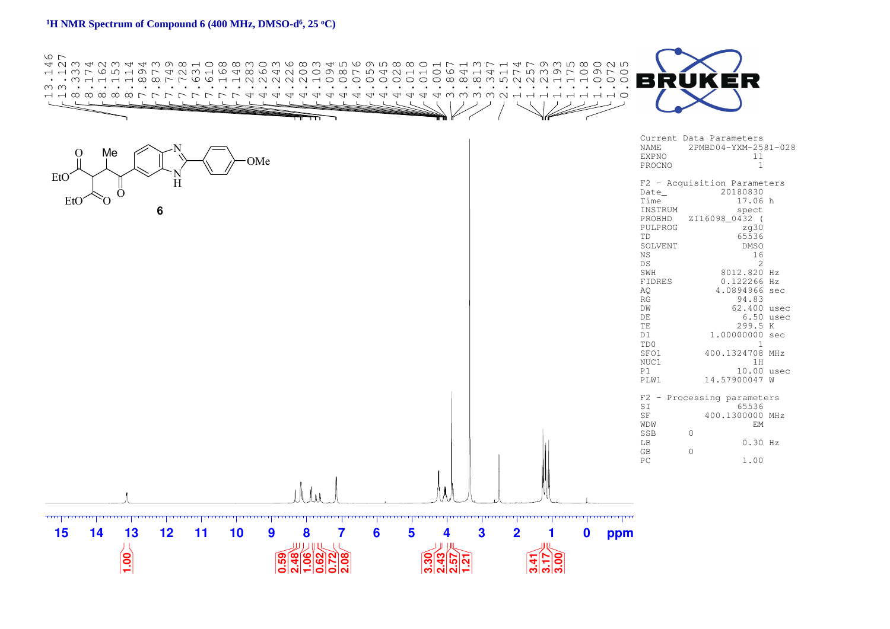# $^1$H NMR Spectrum of Compound 6 (400 MHz, DMSO-d$^6$, 25 °C)

13.146, 13.127, 8.333, 8.174, 8.162, 8.153, 8.114, 7.894, 7.873, 7.749, 7.728, 7.631, 7.610, 7.168, 7.148, 4.283, 4.260, 4.243, 4.226, 4.208, 4.103, 4.094, 4.085, 4.076, 4.059, 4.045, 4.028, 4.018, 4.010, 4.001, 3.867, 3.841, 3.813, 3.347, 2.511, 1.274, 1.257, 1.239, 1.193, 1.175, 1.108, 1.090, 1.072, 0.005

Current Data Parameters

| | |
|---|---|
| NAME | 2PMBD04-YXM-2581-028 |
| EXPNO | 11 |
| PROCNO | 1 |

F2 - Acquisition Parameters

| | |
|---|---|
| Date_ | 20180830 |
| Time | 17.06 h |
| INSTRUM | spect |
| PROBHD | Z116098_0432 ( |
| PULPROG | zg30 |
| TD | 65536 |
| SOLVENT | DMSO |
| NS | 16 |
| DS | 2 |
| SWH | 8012.820 Hz |
| FIDRES | 0.122266 Hz |
| AQ | 4.0894966 sec |
| RG | 94.83 |
| DW | 62.400 usec |
| DE | 6.50 usec |
| TE | 299.5 K |
| D1 | 1.00000000 sec |
| TD0 | 1 |
| SFO1 | 400.1324708 MHz |
| NUC1 | 1H |
| P1 | 10.00 usec |
| PLW1 | 14.57900047 W |

F2 - Processing parameters

| | |
|---|---|
| SI | 65536 |
| SF | 400.1300000 MHz |
| WDW | EM |
| SSB | 0 |
| LB | 0.30 Hz |
| GB | 0 |
| PC | 1.00 |

Integrals: 1.00; 0.59, 2.48, 1.06, 0.62, 0.72, 2.08; 3.30, 2.43, 2.57, 1.21; 3.41, 3.17, 3.00

ppm: 15, 14, 13, 12, 11, 10, 9, 8, 7, 6, 5, 4, 3, 2, 1, 0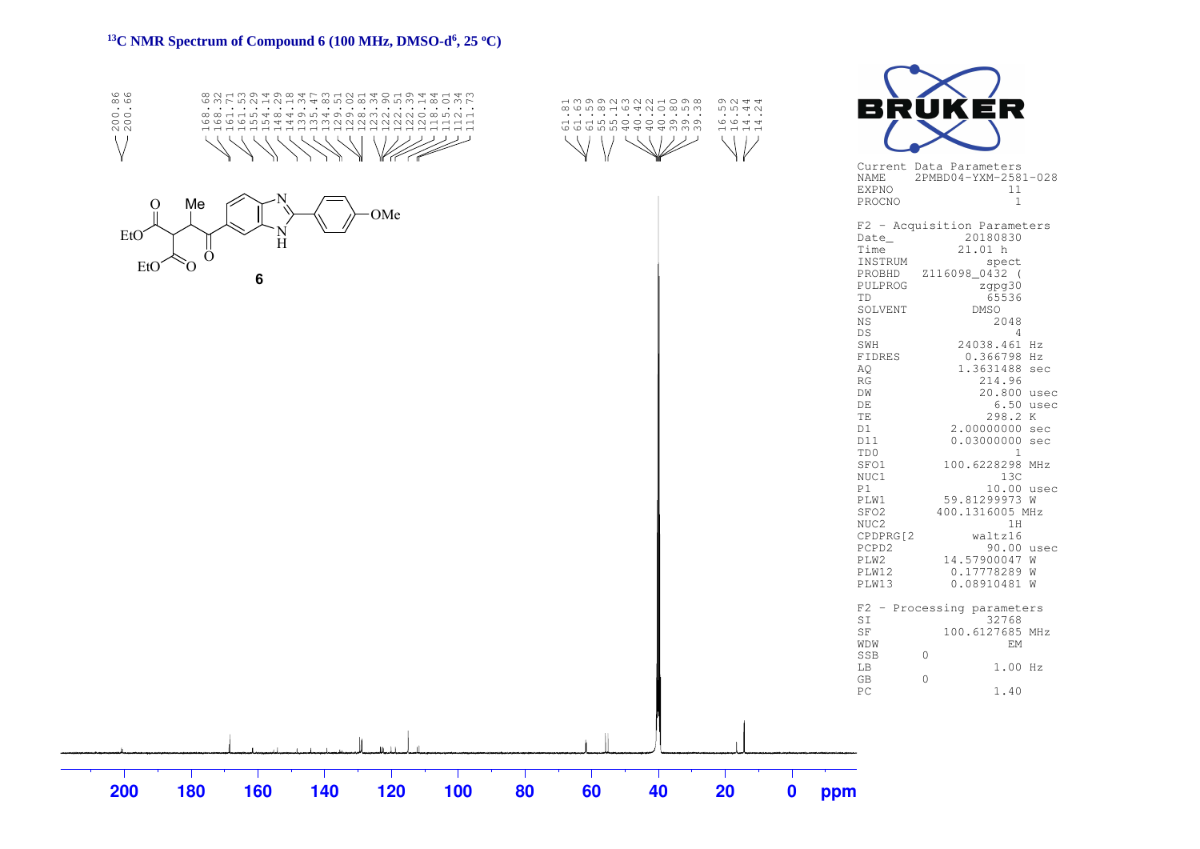## $^{13}$C NMR Spectrum of Compound 6 (100 MHz, DMSO-d$^6$, 25 ºC)

200.86
200.66

168.68
168.32
161.71
161.53
155.29
154.14
148.29
144.18
139.34
135.47
134.83
129.51
129.02
128.81
123.34
122.90
122.51
122.39
120.14
118.84
115.01
112.34
111.73

61.81
61.63
61.59
55.89
55.12
40.63
40.42
40.22
40.01
39.80
39.59
39.38

16.59
16.52
14.44
14.24

**6**

```
Current Data Parameters
NAME     2PMBD04-YXM-2581-028
EXPNO                  11
PROCNO                  1

F2 - Acquisition Parameters
Date_          20180830
Time            21.01 h
INSTRUM           spect
PROBHD   Z116098_0432 (
PULPROG          zgpg30
TD                65536
SOLVENT            DMSO
NS                 2048
DS                    4
SWH           24038.461 Hz
FIDRES         0.366798 Hz
AQ            1.3631488 sec
RG               214.96
DW               20.800 usec
DE                 6.50 usec
TE                298.2 K
D1           2.00000000 sec
D11          0.03000000 sec
TD0                   1
SFO1        100.6228298 MHz
NUC1                13C
P1                10.00 usec
PLW1        59.81299973 W
SFO2        400.1316005 MHz
NUC2                 1H
CPDPRG[2        waltz16
PCPD2             90.00 usec
PLW2        14.57900047 W
PLW12        0.17778289 W
PLW13        0.08910481 W

F2 - Processing parameters
SI                32768
SF          100.6127685 MHz
WDW                  EM
SSB      0
LB                 1.00 Hz
GB       0
PC                 1.40
```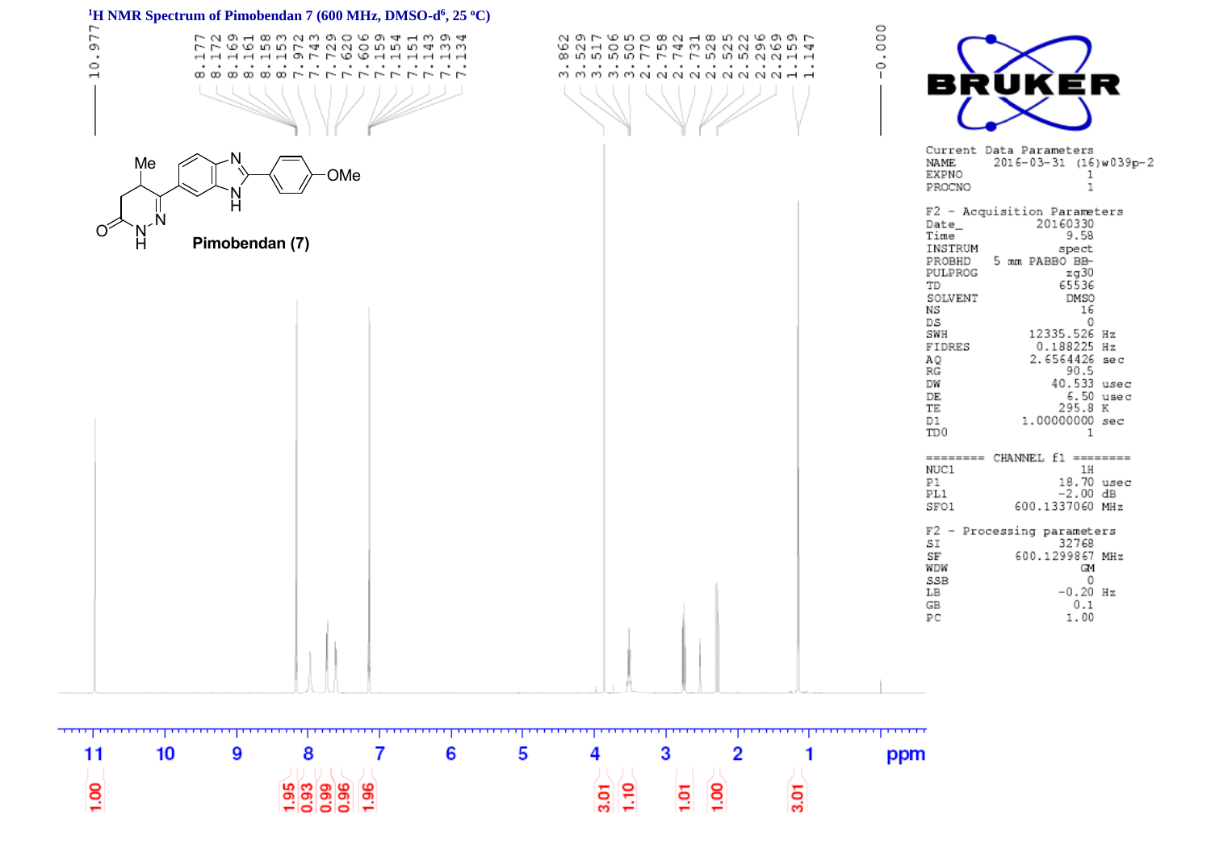# $^{1}H$ NMR Spectrum of Pimobendan 7 (600 MHz, DMSO-$d^6$, 25 °C)

10.977

8.177
8.172
8.169
8.161
8.158
8.153
7.972
7.743
7.729
7.620
7.606
7.159
7.154
7.151
7.143
7.139
7.134

3.862
3.529
3.517
3.506
3.505
2.770
2.758
2.742
2.731
2.528
2.525
2.522
2.296
2.269
1.159
1.147

-0.000

Pimobendan (7)

Current Data Parameters

| | |
|---|---|
| NAME | 2016-03-31 (16)w039p-2 |
| EXPNO | 1 |
| PROCNO | 1 |

F2 - Acquisition Parameters

| | |
|---|---|
| Date_ | 20160330 |
| Time | 9.58 |
| INSTRUM | spect |
| PROBHD | 5 mm PABBO BB- |
| PULPROG | zg30 |
| TD | 65536 |
| SOLVENT | DMSO |
| NS | 16 |
| DS | 0 |
| SWH | 12335.526 Hz |
| FIDRES | 0.188225 Hz |
| AQ | 2.6564426 sec |
| RG | 90.5 |
| DW | 40.533 usec |
| DE | 6.50 usec |
| TE | 295.8 K |
| D1 | 1.00000000 sec |
| TD0 | 1 |

======== CHANNEL f1 ========

| | |
|---|---|
| NUC1 | 1H |
| P1 | 18.70 usec |
| PL1 | -2.00 dB |
| SFO1 | 600.1337060 MHz |

F2 - Processing parameters

| | |
|---|---|
| SI | 32768 |
| SF | 600.1299867 MHz |
| WDW | GM |
| SSB | 0 |
| LB | -0.20 Hz |
| GB | 0.1 |
| PC | 1.00 |

Integrals: 1.00, 1.95, 0.93, 0.99, 0.96, 1.96, 3.01, 1.10, 1.01, 1.00, 3.01

ppm: 11, 10, 9, 8, 7, 6, 5, 4, 3, 2, 1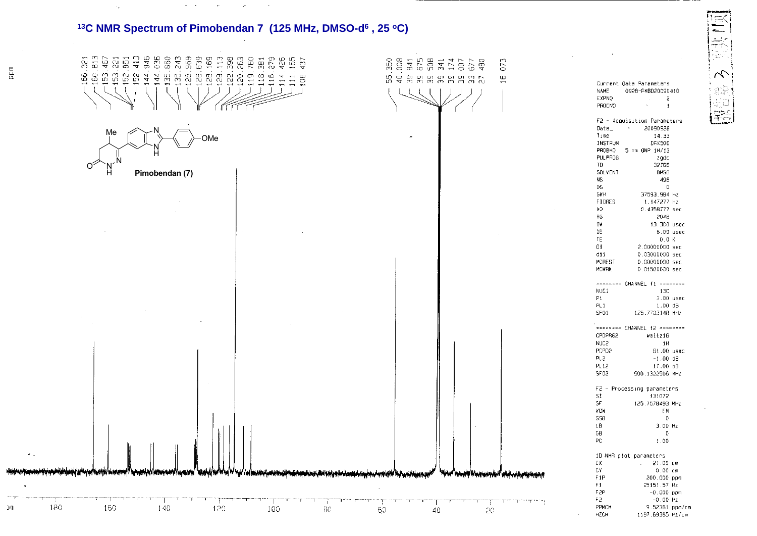# $^{13}$C NMR Spectrum of Pimobendan 7 (125 MHz, DMSO-$d^6$, 25 °C)

166.321
160.813
153.467
153.221
152.851
152.413
144.945
144.036
135.860
135.243
128.969
128.639
128.169
128.113
122.398
120.263
119.760
118.381
116.279
114.426
111.165
108.437

55.350
40.008
39.841
39.675
39.508
39.341
39.174
39.007
33.677
27.480

16.073

Me

N

N

H

OMe

O

N

N

H

Pimobendan (7)

```
Current Data Parameters
NAME      0928-PNB020090410
EXPNO                     2
PROCNO                    1

F2 - Acquisition Parameters
Date_              20090928
Time                  14.33
INSTRUM              DRX500
PROBHD   5 mm QNP 1H/13
PULPROG                zgdc
TD                    32768
SOLVENT                DMSO
NS                      498
DS                        0
SWH            37593.984 Hz
FIDRES          1.147277 Hz
AQ             0.4358777 sec
RG                     2048
DW               13.300 usec
DE                 6.00 usec
TE                    0.0 K
D1            2.00000000 sec
d11           0.03000000 sec
MCREST        0.00000000 sec
MCWRK         0.01500000 sec

======== CHANNEL f1 ========
NUC1                    13C
P1                 3.00 usec
PL1                 1.00 dB
SFO1         125.7703148 MHz

======== CHANNEL f2 ========
CPDPRG2             waltz16
NUC2                     1H
PCPD2             81.00 usec
PL2                -1.00 dB
PL12               17.00 dB
SFO2         500.1322506 MHz

F2 - Processing parameters
SI                   131072
SF           125.7578493 MHz
WDW                      EM
SSB                       0
LB                  3.00 Hz
GB                        0
PC                     1.00

1D NMR plot parameters
CX                  21.00 cm
CY                   0.00 cm
F1P               200.000 ppm
F1               25151.57 Hz
F2P                -0.000 ppm
F2                  -0.00 Hz
PPMCM          9.52381 ppm/cm
HZCM         1197.69385 Hz/cm
```

ppm

180 160 140 120 100 80 60 40 20